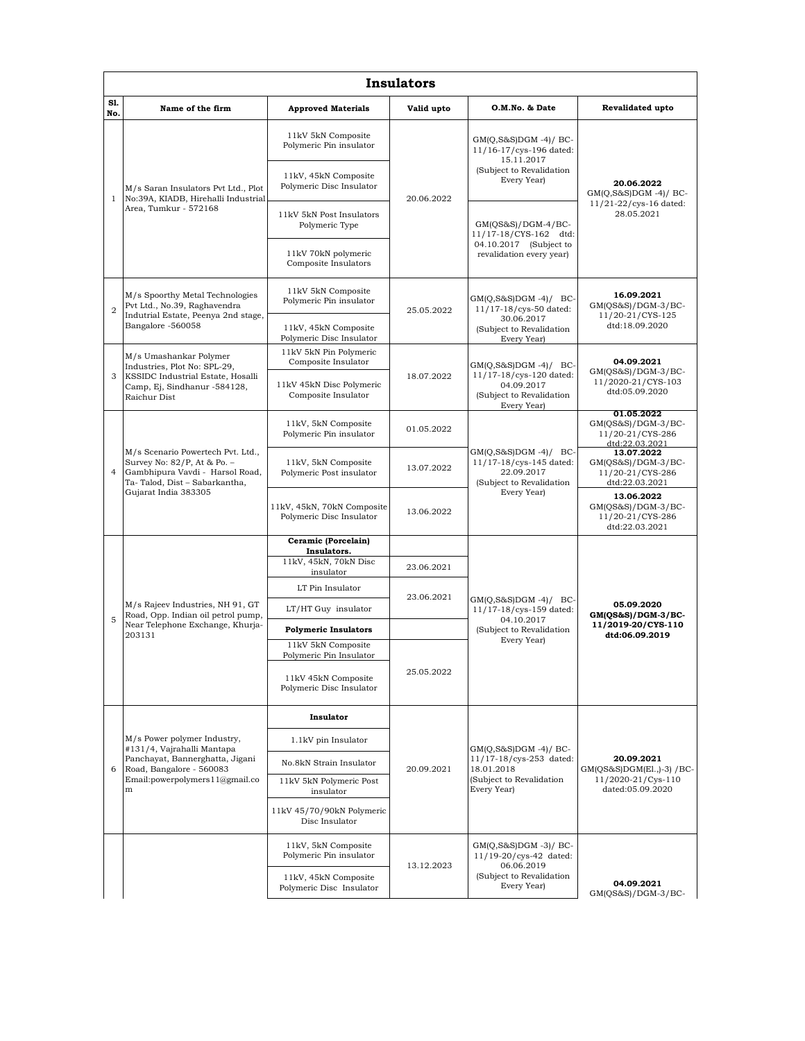# Insulators

| Sl. No. | Name of the firm | Approved Materials | Valid upto | O.M.No. & Date | Revalidated upto |
|---|---|---|---|---|---|
| 1 | M/s Saran Insulators Pvt Ltd., Plot No:39A, KIADB, Hirehalli Industrial Area, Tumkur - 572168 | 11kV 5kN Composite Polymeric Pin insulator | 20.06.2022 | GM(Q,S&S)DGM -4)/ BC-11/16-17/cys-196 dated: 15.11.2017 (Subject to Revalidation Every Year) | **20.06.2022** GM(Q,S&S)DGM -4)/ BC-11/21-22/cys-16 dated: 28.05.2021 |
| | | 11kV, 45kN Composite Polymeric Disc Insulator | | | |
| | | 11kV 5kN Post Insulators Polymeric Type | | GM(QS&S)/DGM-4/BC-11/17-18/CYS-162 dtd: 04.10.2017 (Subject to revalidation every year) | |
| | | 11kV 70kN polymeric Composite Insulators | | | |
| 2 | M/s Spoorthy Metal Technologies Pvt Ltd., No.39, Raghavendra Indutrial Estate, Peenya 2nd stage, Bangalore -560058 | 11kV 5kN Composite Polymeric Pin insulator | 25.05.2022 | GM(Q,S&S)DGM -4)/ BC-11/17-18/cys-50 dated: 30.06.2017 (Subject to Revalidation Every Year) | **16.09.2021** GM(QS&S)/DGM-3/BC-11/20-21/CYS-125 dtd:18.09.2020 |
| | | 11kV, 45kN Composite Polymeric Disc Insulator | | | |
| 3 | M/s Umashankar Polymer Industries, Plot No: SPL-29, KSSIDC Industrial Estate, Hosalli Camp, Ej, Sindhanur -584128, Raichur Dist | 11kV 5kN Pin Polymeric Composite Insulator | 18.07.2022 | GM(Q,S&S)DGM -4)/ BC-11/17-18/cys-120 dated: 04.09.2017 (Subject to Revalidation Every Year) | **04.09.2021** GM(QS&S)/DGM-3/BC-11/2020-21/CYS-103 dtd:05.09.2020 |
| | | 11kV 45kN Disc Polymeric Composite Insulator | | | |
| 4 | M/s Scenario Powertech Pvt. Ltd., Survey No: 82/P, At & Po. – Gambhipura Vavdi - Harsol Road, Ta- Talod, Dist – Sabarkantha, Gujarat India 383305 | 11kV, 5kN Composite Polymeric Pin insulator | 01.05.2022 | GM(Q,S&S)DGM -4)/ BC-11/17-18/cys-145 dated: 22.09.2017 (Subject to Revalidation Every Year) | **01.05.2022** GM(QS&S)/DGM-3/BC-11/20-21/CYS-286 dtd:22.03.2021 |
| | | 11kV, 5kN Composite Polymeric Post insulator | 13.07.2022 | | **13.07.2022** GM(QS&S)/DGM-3/BC-11/20-21/CYS-286 dtd:22.03.2021 |
| | | 11kV, 45kN, 70kN Composite Polymeric Disc Insulator | 13.06.2022 | | **13.06.2022** GM(QS&S)/DGM-3/BC-11/20-21/CYS-286 dtd:22.03.2021 |
| 5 | M/s Rajeev Industries, NH 91, GT Road, Opp. Indian oil petrol pump, Near Telephone Exchange, Khurja-203131 | **Ceramic (Porcelain) Insulators.** | | GM(Q,S&S)DGM -4)/ BC-11/17-18/cys-159 dated: 04.10.2017 (Subject to Revalidation Every Year) | **05.09.2020 GM(QS&S)/DGM-3/BC-11/2019-20/CYS-110 dtd:06.09.2019** |
| | | 11kV, 45kN, 70kN Disc insulator | 23.06.2021 | | |
| | | LT Pin Insulator | 23.06.2021 | | |
| | | LT/HT Guy insulator | | | |
| | | **Polymeric Insulators** | | | |
| | | 11kV 5kN Composite Polymeric Pin Insulator | 25.05.2022 | | |
| | | 11kV 45kN Composite Polymeric Disc Insulator | | | |
| 6 | M/s Power polymer Industry, #131/4, Vajrahalli Mantapa Panchayat, Bannerghatta, Jigani Road, Bangalore - 560083 Email:powerpolymers11@gmail.com | **Insulator** | 20.09.2021 | GM(Q,S&S)DGM -4)/ BC-11/17-18/cys-253 dated: 18.01.2018 (Subject to Revalidation Every Year) | **20.09.2021** GM(QS&S)DGM(El.,)-3) /BC-11/2020-21/Cys-110 dated:05.09.2020 |
| | | 1.1kV pin Insulator | | | |
| | | No.8kN Strain Insulator | | | |
| | | 11kV 5kN Polymeric Post insulator | | | |
| | | 11kV 45/70/90kN Polymeric Disc Insulator | | | |
| | | 11kV, 5kN Composite Polymeric Pin insulator | 13.12.2023 | GM(Q,S&S)DGM -3)/ BC-11/19-20/cys-42 dated: 06.06.2019 (Subject to Revalidation Every Year) | **04.09.2021** GM(QS&S)/DGM-3/BC- |
| | | 11kV, 45kN Composite Polymeric Disc Insulator | | | |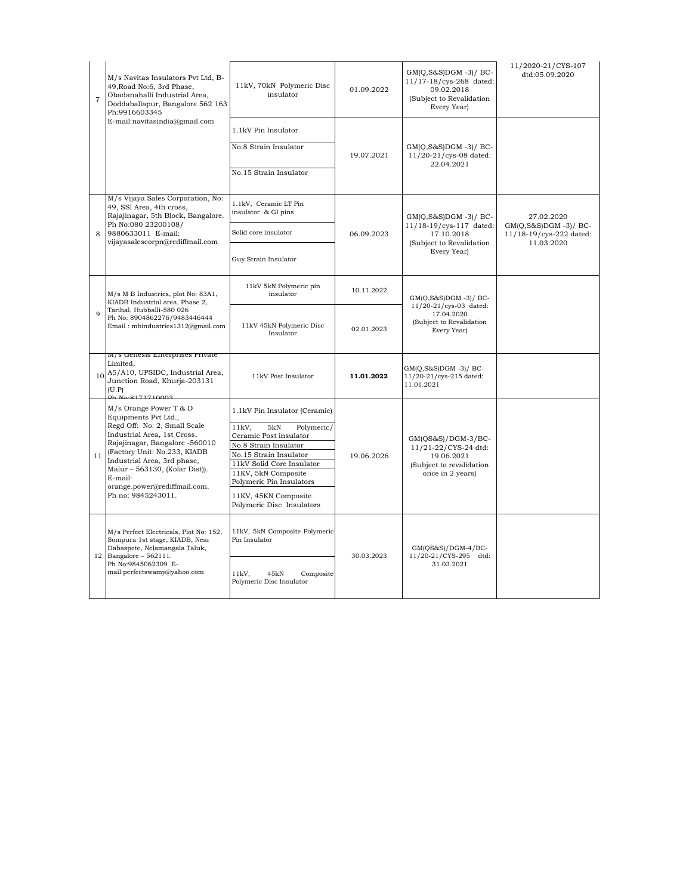| | | | | | |
|---|---|---|---|---|---|
| 7 | M/s Navitas Insulators Pvt Ltd, B-49,Road No:6, 3rd Phase, Obadanahalli Industrial Area, Doddaballapur, Bangalore 562 163 Ph:9916603345 E-mail:navitasindia@gmail.com | 11kV, 70kN Polymeric Disc insulator | 01.09.2022 | GM(Q,S&S)DGM -3)/ BC-11/17-18/cys-268 dated: 09.02.2018 (Subject to Revalidation Every Year) | 11/2020-21/CYS-107 dtd:05.09.2020 |
| | | 1.1kV Pin Insulator<br>No.8 Strain Insulator<br>No.15 Strain Insulator | 19.07.2021 | GM(Q,S&S)DGM -3)/ BC-11/20-21/cys-08 dated: 22.04.2021 | |
| 8 | M/s Vijaya Sales Corporation, No: 49, SSI Area, 4th cross, Rajajinagar, 5th Block, Bangalore. Ph No:080 23200108/ 9880633011 E-mail: vijayasalescorpn@rediffmail.com | 1.1kV, Ceramic LT Pin insulator & GI pins<br>Solid core insulator<br>Guy Strain Insulator | 06.09.2023 | GM(Q,S&S)DGM -3)/ BC-11/18-19/cys-117 dated: 17.10.2018 (Subject to Revalidation Every Year) | 27.02.2020 GM(Q,S&S)DGM -3)/ BC-11/18-19/cys-222 dated: 11.03.2020 |
| 9 | M/s M B Industries, plot No: 83A1, KIADB Industrial area, Phase 2, Tarihal, Hubballi-580 026 Ph No: 8904862276/9483446444 Email : mbindustries1312@gmail.com | 11kV 5kN Polymeric pin insulator | 10.11.2022 | GM(Q,S&S)DGM -3)/ BC-11/20-21/cys-03 dated: 17.04.2020 (Subject to Revalidation Every Year) | |
| | | 11kV 45kN Polymeric Disc Insulator | 02.01.2023 | | |
| 10 | M/s Genesis Enterprises Private Limited, A5/A10, UPSIDC, Industrial Area, Junction Road, Khurja-203131 (U.P) Ph No:8171710003 | 11kV Post Insulator | **11.01.2022** | GM(Q,S&S)DGM -3)/ BC-11/20-21/cys-215 dated: 11.01.2021 | |
| 11 | M/s Orange Power T & D Equipments Pvt Ltd., Regd Off: No: 2, Small Scale Industrial Area, 1st Cross, Rajajinagar, Bangalore -560010 (Factory Unit: No.233, KIADB Industrial Area, 3rd phase, Malur – 563130, (Kolar Dist)). E-mail: orange.power@rediffmail.com. Ph no: 9845243011. | 1.1kV Pin Insulator (Ceramic)<br>11kV, 5kN Polymeric/ Ceramic Post insulator<br>No.8 Strain Insulator<br>No.15 Strain Insulator<br>11kV Solid Core Insulator<br>11KV, 5kN Composite Polymeric Pin Insulators<br>11KV, 45KN Composite Polymeric Disc Insulators | 19.06.2026 | GM(QS&S)/DGM-3/BC-11/21-22/CYS-24 dtd: 19.06.2021 (Subject to revalidation once in 2 years) | |
| 12 | M/s Perfect Electricals, Plot No: 152, Sompura 1st stage, KIADB, Near Dabaspete, Nelamangala Taluk, Bangalore – 562111. Ph No:9845062309 E-mail:perfectswamy@yahoo.com | 11kV, 5kN Composite Polymeric Pin Insulator<br>11kV, 45kN Composite Polymeric Disc Insulator | 30.03.2023 | GM(QS&S)/DGM-4/BC-11/20-21/CYS-295 dtd: 31.03.2021 | |